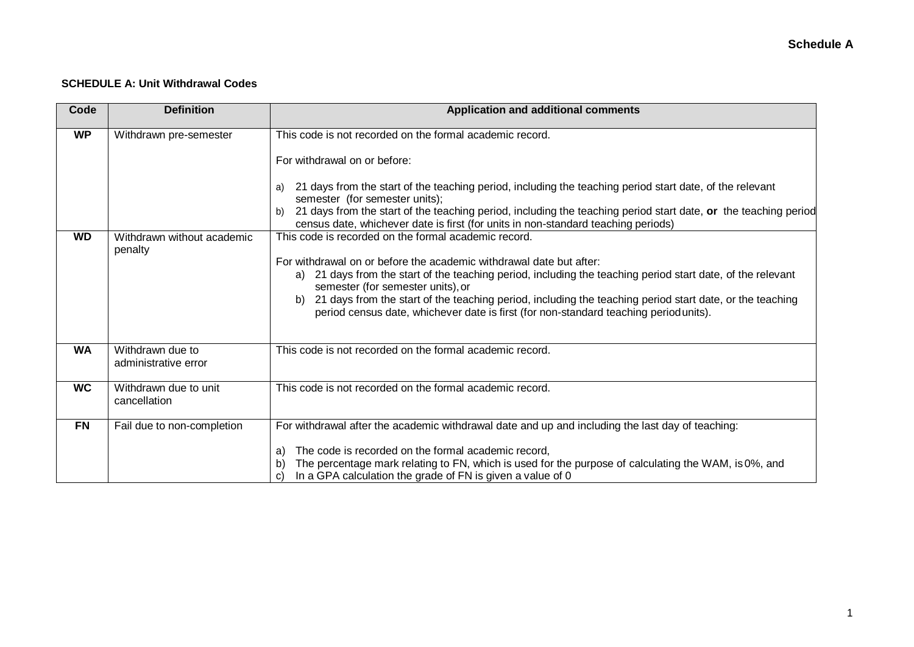# SCHEDULE A: Unit Withdrawal Codes

| Code | Definition | Application and additional comments |
|---|---|---|
| **WP** | Withdrawn pre-semester | This code is not recorded on the formal academic record.<br><br>For withdrawal on or before:<br><br>a) 21 days from the start of the teaching period, including the teaching period start date, of the relevant semester (for semester units);<br>b) 21 days from the start of the teaching period, including the teaching period start date, **or** the teaching period census date, whichever date is first (for units in non-standard teaching periods) |
| **WD** | Withdrawn without academic penalty | This code is recorded on the formal academic record.<br><br>For withdrawal on or before the academic withdrawal date but after:<br>a) 21 days from the start of the teaching period, including the teaching period start date, of the relevant semester (for semester units), or<br>b) 21 days from the start of the teaching period, including the teaching period start date, or the teaching period census date, whichever date is first (for non-standard teaching period units). |
| **WA** | Withdrawn due to administrative error | This code is not recorded on the formal academic record. |
| **WC** | Withdrawn due to unit cancellation | This code is not recorded on the formal academic record. |
| **FN** | Fail due to non-completion | For withdrawal after the academic withdrawal date and up and including the last day of teaching:<br><br>a) The code is recorded on the formal academic record,<br>b) The percentage mark relating to FN, which is used for the purpose of calculating the WAM, is 0%, and<br>c) In a GPA calculation the grade of FN is given a value of 0 |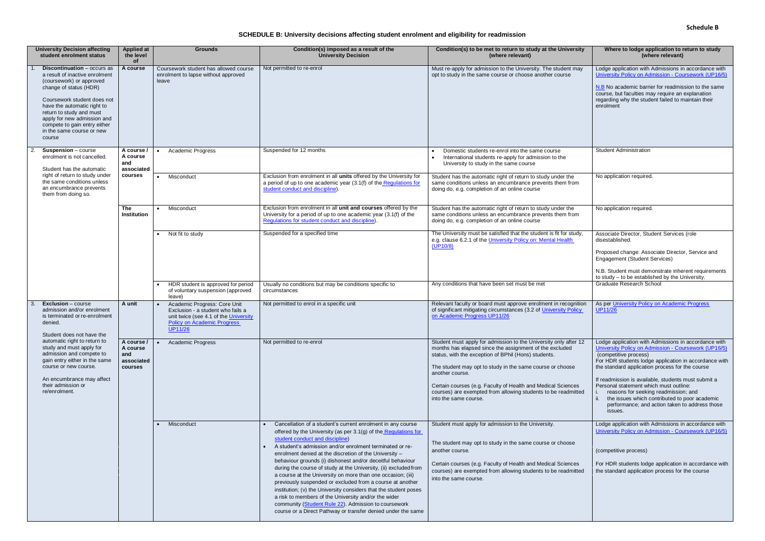**Schedule B**

## SCHEDULE B: University decisions affecting student enrolment and eligibility for readmission

| University Decision affecting student enrolment status | Applied at the level of | Grounds | Condition(s) imposed as a result of the University Decision | Condition(s) to be met to return to study at the University (where relevant) | Where to lodge application to return to study (where relevant) |
|---|---|---|---|---|---|
| 1. **Discontinuation** – occurs as a result of inactive enrolment (coursework) or approved change of status (HDR)<br><br>Coursework student does not have the automatic right to return to study and must apply for new admission and compete to gain entry either in the same course or new course | **A course** | Coursework student has allowed course enrolment to lapse without approved leave | Not permitted to re-enrol | Must re-apply for admission to the University. The student may opt to study in the same course or choose another course | Lodge application with Admissions in accordance with University Policy on Admission - Coursework (UP16/5)<br><br>N.B No academic barrier for readmission to the same course, but faculties may require an explanation regarding why the student failed to maintain their enrolment |
| 2. **Suspension** – course enrolment is not cancelled.<br><br>Student has the automatic right of return to study under the same conditions unless an encumbrance prevents them from doing so. | **A course / A course and associated courses** | • Academic Progress | Suspended for 12 months | • Domestic students re-enrol into the same course<br>• International students re-apply for admission to the University to study in the same course | Student Administration |
| | | • Misconduct | Exclusion from enrolment in all **units** offered by the University for a period of up to one academic year (3.1(f) of the Regulations for student conduct and discipline). | Student has the automatic right of return to study under the same conditions unless an encumbrance prevents them from doing do, e.g. completion of an online course | No application required. |
| | **The Institution** | • Misconduct | Exclusion from enrolment in all **unit and courses** offered by the University for a period of up to one academic year (3.1(f) of the Regulations for student conduct and discipline). | Student has the automatic right of return to study under the same conditions unless an encumbrance prevents them from doing do, e.g. completion of an online course | No application required. |
| | | • Not fit to study | Suspended for a specified time | The University must be satisfied that the student is fit for study, e.g. clause 6.2.1 of the University Policy on: Mental Health (UP10/8) | Associate Director, Student Services (role disestablished.<br><br>Proposed change: Associate Director, Service and Engagement (Student Services)<br><br>N.B. Student must demonstrate inherent requirements to study – to be established by the University. |
| | | • HDR student is approved for period of voluntary suspension (approved leave) | Usually no conditions but may be conditions specific to circumstances | Any conditions that have been set must be met | Graduate Research School |
| 3. **Exclusion** – course admission and/or enrolment is terminated or re-enrolment denied.<br><br>Student does not have the automatic right to return to study and must apply for admission and compete to gain entry either in the same course or new course.<br><br>An encumbrance may affect their admission or re/enrolment. | **A unit** | • Academic Progress: Core Unit Exclusion - a student who fails a unit twice (see 4.1 of the University Policy on Academic Progress UP11/26 | Not permitted to enrol in a specific unit | Relevant faculty or board must approve enrolment in recognition of significant mitigating circumstances (3.2 of University Policy on Academic Progress UP11/26 | As per University Policy on Academic Progress UP11/26 |
| | **A course / A course and associated courses** | • Academic Progress | Not permitted to re-enrol | Student must apply for admission to the University only after 12 months has elapsed since the assignment of the excluded status, with the exception of BPhil (Hons) students.<br><br>The student may opt to study in the same course or choose another course.<br><br>Certain courses (e.g. Faculty of Health and Medical Sciences courses) are exempted from allowing students to be readmitted into the same course. | Lodge application with Admissions in accordance with University Policy on Admission - Coursework (UP16/5) (competitive process)<br>For HDR students lodge application in accordance with the standard application process for the course<br><br>If readmission is available, students must submit a Personal statement which must outline:<br>i. reasons for seeking readmission; and<br>ii. the issues which contributed to poor academic performance; and action taken to address those issues. |
| | | • Misconduct | • Cancellation of a student's current enrolment in any course offered by the University (as per 3.1(g) of the Regulations for student conduct and discipline)<br>• A student's admission and/or enrolment terminated or re-enrolment denied at the discretion of the University – behaviour grounds (i) dishonest and/or deceitful behaviour during the course of study at the University, (ii) excluded from a course at the University on more than one occasion; (iii) previously suspended or excluded from a course at another institution; (v) the University considers that the student poses a risk to members of the University and/or the wider community (Student Rule 22). Admission to coursework course or a Direct Pathway or transfer denied under the same | Student must apply for admission to the University.<br><br>The student may opt to study in the same course or choose another course.<br><br>Certain courses (e.g. Faculty of Health and Medical Sciences courses) are exempted from allowing students to be readmitted into the same course. | Lodge application with Admissions in accordance with University Policy on Admission - Coursework (UP16/5)<br><br>(competitive process)<br><br>For HDR students lodge application in accordance with the standard application process for the course |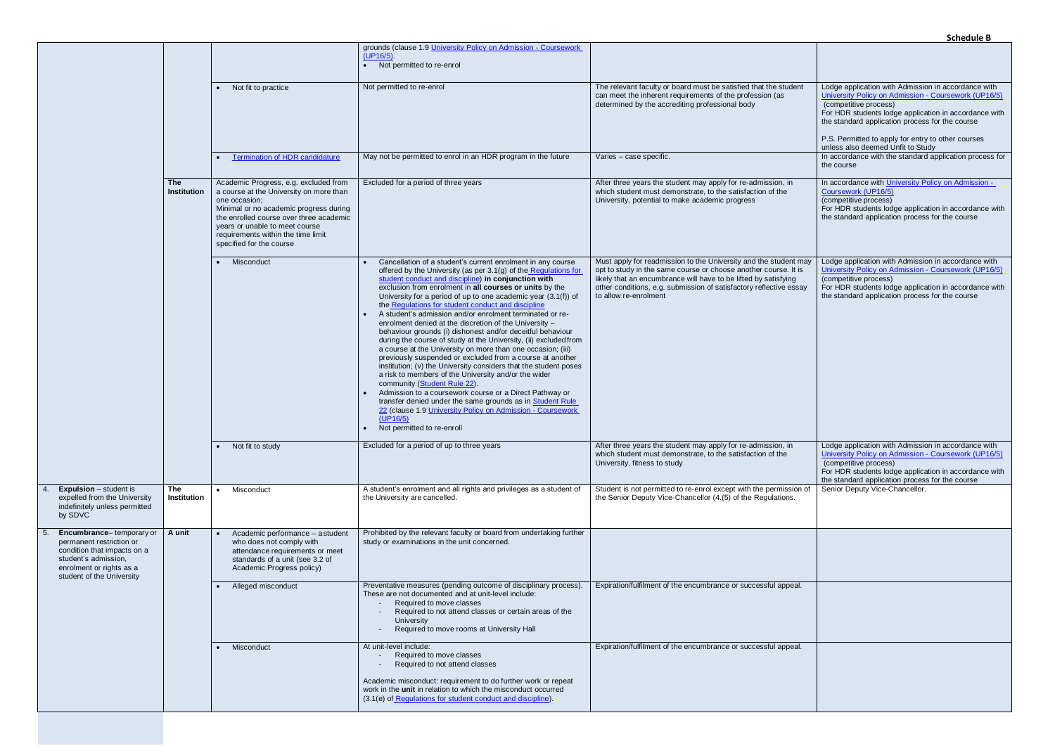**Schedule B**

| | | | | | |
|---|---|---|---|---|---|
| | | | grounds (clause 1.9 University Policy on Admission - Coursework (UP16/5).<br>• Not permitted to re-enrol | | |
| | | • Not fit to practice | Not permitted to re-enrol | The relevant faculty or board must be satisfied that the student can meet the inherent requirements of the profession (as determined by the accrediting professional body | Lodge application with Admission in accordance with University Policy on Admission - Coursework (UP16/5) (competitive process)<br>For HDR students lodge application in accordance with the standard application process for the course<br><br>P.S. Permitted to apply for entry to other courses unless also deemed Unfit to Study |
| | | • Termination of HDR candidature | May not be permitted to enrol in an HDR program in the future | Varies – case specific. | In accordance with the standard application process for the course |
| | **The Institution** | Academic Progress, e.g. excluded from a course at the University on more than one occasion;<br>Minimal or no academic progress during the enrolled course over three academic years or unable to meet course requirements within the time limit specified for the course | Excluded for a period of three years | After three years the student may apply for re-admission, in which student must demonstrate, to the satisfaction of the University, potential to make academic progress | In accordance with University Policy on Admission - Coursework (UP16/5)<br>(competitive process)<br>For HDR students lodge application in accordance with the standard application process for the course |
| | | • Misconduct | • Cancellation of a student's current enrolment in any course offered by the University (as per 3.1(g) of the Regulations for student conduct and discipline) **in conjunction with** exclusion from enrolment in **all courses or units** by the University for a period of up to one academic year (3.1(f)) of the Regulations for student conduct and discipline<br>• A student's admission and/or enrolment terminated or re-enrolment denied at the discretion of the University – behaviour grounds (i) dishonest and/or deceitful behaviour during the course of study at the University, (ii) excluded from a course at the University on more than one occasion; (iii) previously suspended or excluded from a course at another institution; (v) the University considers that the student poses a risk to members of the University and/or the wider community (Student Rule 22).<br>• Admission to a coursework course or a Direct Pathway or transfer denied under the same grounds as in Student Rule 22 (clause 1.9 University Policy on Admission - Coursework (UP16/5)<br>• Not permitted to re-enroll | Must apply for readmission to the University and the student may opt to study in the same course or choose another course. It is likely that an encumbrance will have to be lifted by satisfying other conditions, e.g. submission of satisfactory reflective essay to allow re-enrolment | Lodge application with Admission in accordance with University Policy on Admission - Coursework (UP16/5)<br>(competitive process)<br>For HDR students lodge application in accordance with the standard application process for the course |
| | | • Not fit to study | Excluded for a period of up to three years | After three years the student may apply for re-admission, in which student must demonstrate, to the satisfaction of the University, fitness to study | Lodge application with Admission in accordance with University Policy on Admission - Coursework (UP16/5)<br>(competitive process)<br>For HDR students lodge application in accordance with the standard application process for the course |
| 4. **Expulsion** – student is expelled from the University indefinitely unless permitted by SDVC | **The Institution** | • Misconduct | A student's enrolment and all rights and privileges as a student of the University are cancelled. | Student is not permitted to re-enrol except with the permission of the Senior Deputy Vice-Chancellor (4.(5) of the Regulations. | Senior Deputy Vice-Chancellor. |
| 5. **Encumbrance**– temporary or permanent restriction or condition that impacts on a student's admission, enrolment or rights as a student of the University | **A unit** | • Academic performance – a student who does not comply with attendance requirements or meet standards of a unit (see 3.2 of Academic Progress policy) | Prohibited by the relevant faculty or board from undertaking further study or examinations in the unit concerned. | | |
| | | • Alleged misconduct | Preventative measures (pending outcome of disciplinary process). These are not documented and at unit-level include:<br>- Required to move classes<br>- Required to not attend classes or certain areas of the University<br>- Required to move rooms at University Hall | Expiration/fulfilment of the encumbrance or successful appeal. | |
| | | • Misconduct | At unit-level include:<br>- Required to move classes<br>- Required to not attend classes<br><br>Academic misconduct: requirement to do further work or repeat work in the **unit** in relation to which the misconduct occurred (3.1(e) of Regulations for student conduct and discipline). | Expiration/fulfilment of the encumbrance or successful appeal. | |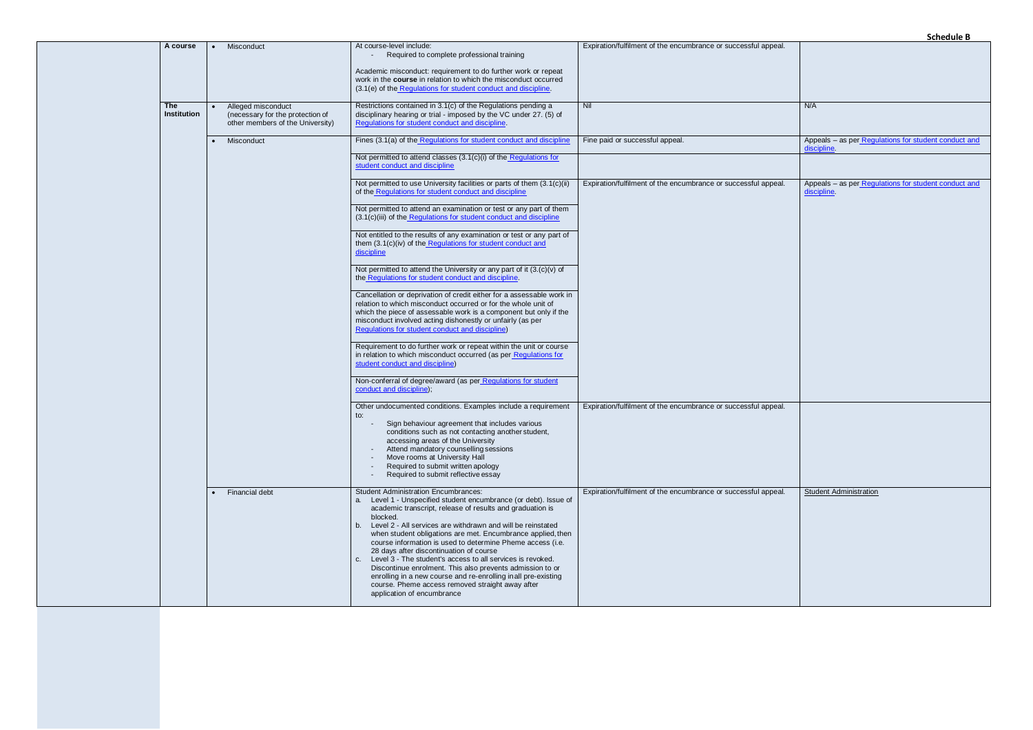**Schedule B**

| | | | | | |
|---|---|---|---|---|---|
| | **A course** | • Misconduct | At course-level include:<br>- Required to complete professional training<br><br>Academic misconduct: requirement to do further work or repeat work in the **course** in relation to which the misconduct occurred (3.1(e) of the Regulations for student conduct and discipline. | Expiration/fulfilment of the encumbrance or successful appeal. | |
| | **The Institution** | • Alleged misconduct (necessary for the protection of other members of the University) | Restrictions contained in 3.1(c) of the Regulations pending a disciplinary hearing or trial - imposed by the VC under 27. (5) of Regulations for student conduct and discipline. | Nil | N/A |
| | | • Misconduct | Fines (3.1(a) of the Regulations for student conduct and discipline | Fine paid or successful appeal. | Appeals – as per Regulations for student conduct and discipline. |
| | | | Not permitted to attend classes (3.1(c)(i) of the Regulations for student conduct and discipline | | |
| | | | Not permitted to use University facilities or parts of them (3.1(c)(ii) of the Regulations for student conduct and discipline | Expiration/fulfilment of the encumbrance or successful appeal. | Appeals – as per Regulations for student conduct and discipline. |
| | | | Not permitted to attend an examination or test or any part of them (3.1(c)(iii) of the Regulations for student conduct and discipline | | |
| | | | Not entitled to the results of any examination or test or any part of them (3.1(c)(iv) of the Regulations for student conduct and discipline | | |
| | | | Not permitted to attend the University or any part of it (3.(c)(v) of the Regulations for student conduct and discipline. | | |
| | | | Cancellation or deprivation of credit either for a assessable work in relation to which misconduct occurred or for the whole unit of which the piece of assessable work is a component but only if the misconduct involved acting dishonestly or unfairly (as per Regulations for student conduct and discipline) | | |
| | | | Requirement to do further work or repeat within the unit or course in relation to which misconduct occurred (as per Regulations for student conduct and discipline) | | |
| | | | Non-conferral of degree/award (as per Regulations for student conduct and discipline); | | |
| | | | Other undocumented conditions. Examples include a requirement to:<br>- Sign behaviour agreement that includes various conditions such as not contacting another student, accessing areas of the University<br>- Attend mandatory counselling sessions<br>- Move rooms at University Hall<br>- Required to submit written apology<br>- Required to submit reflective essay | Expiration/fulfilment of the encumbrance or successful appeal. | |
| | | • Financial debt | Student Administration Encumbrances:<br>a. Level 1 - Unspecified student encumbrance (or debt). Issue of academic transcript, release of results and graduation is blocked.<br>b. Level 2 - All services are withdrawn and will be reinstated when student obligations are met. Encumbrance applied, then course information is used to determine Pheme access (i.e. 28 days after discontinuation of course<br>c. Level 3 - The student's access to all services is revoked. Discontinue enrolment. This also prevents admission to or enrolling in a new course and re-enrolling in all pre-existing course. Pheme access removed straight away after application of encumbrance | Expiration/fulfilment of the encumbrance or successful appeal. | Student Administration |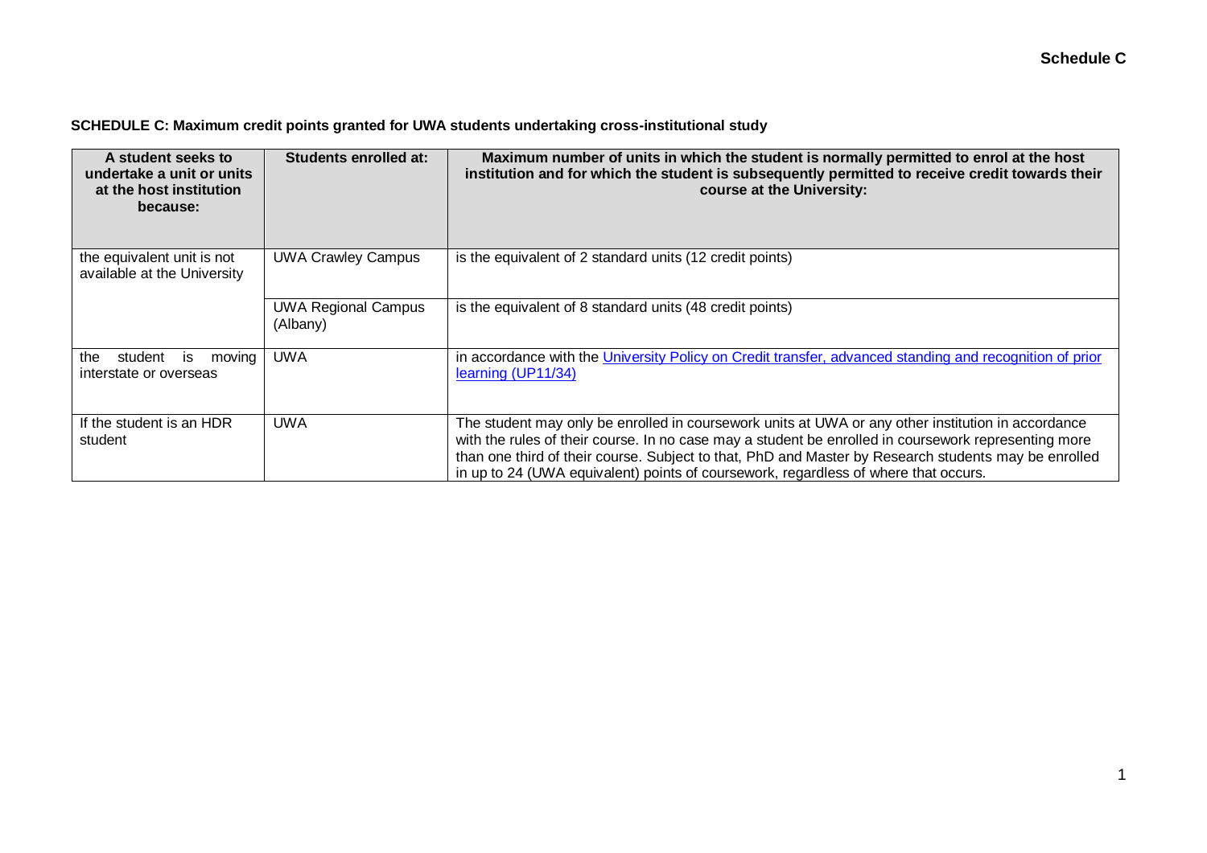**SCHEDULE C: Maximum credit points granted for UWA students undertaking cross-institutional study**

| A student seeks to undertake a unit or units at the host institution because: | Students enrolled at: | Maximum number of units in which the student is normally permitted to enrol at the host institution and for which the student is subsequently permitted to receive credit towards their course at the University: |
|---|---|---|
| the equivalent unit is not available at the University | UWA Crawley Campus | is the equivalent of 2 standard units (12 credit points) |
| | UWA Regional Campus (Albany) | is the equivalent of 8 standard units (48 credit points) |
| the student is moving interstate or overseas | UWA | in accordance with the [University Policy on Credit transfer, advanced standing and recognition of prior learning (UP11/34)] |
| If the student is an HDR student | UWA | The student may only be enrolled in coursework units at UWA or any other institution in accordance with the rules of their course. In no case may a student be enrolled in coursework representing more than one third of their course. Subject to that, PhD and Master by Research students may be enrolled in up to 24 (UWA equivalent) points of coursework, regardless of where that occurs. |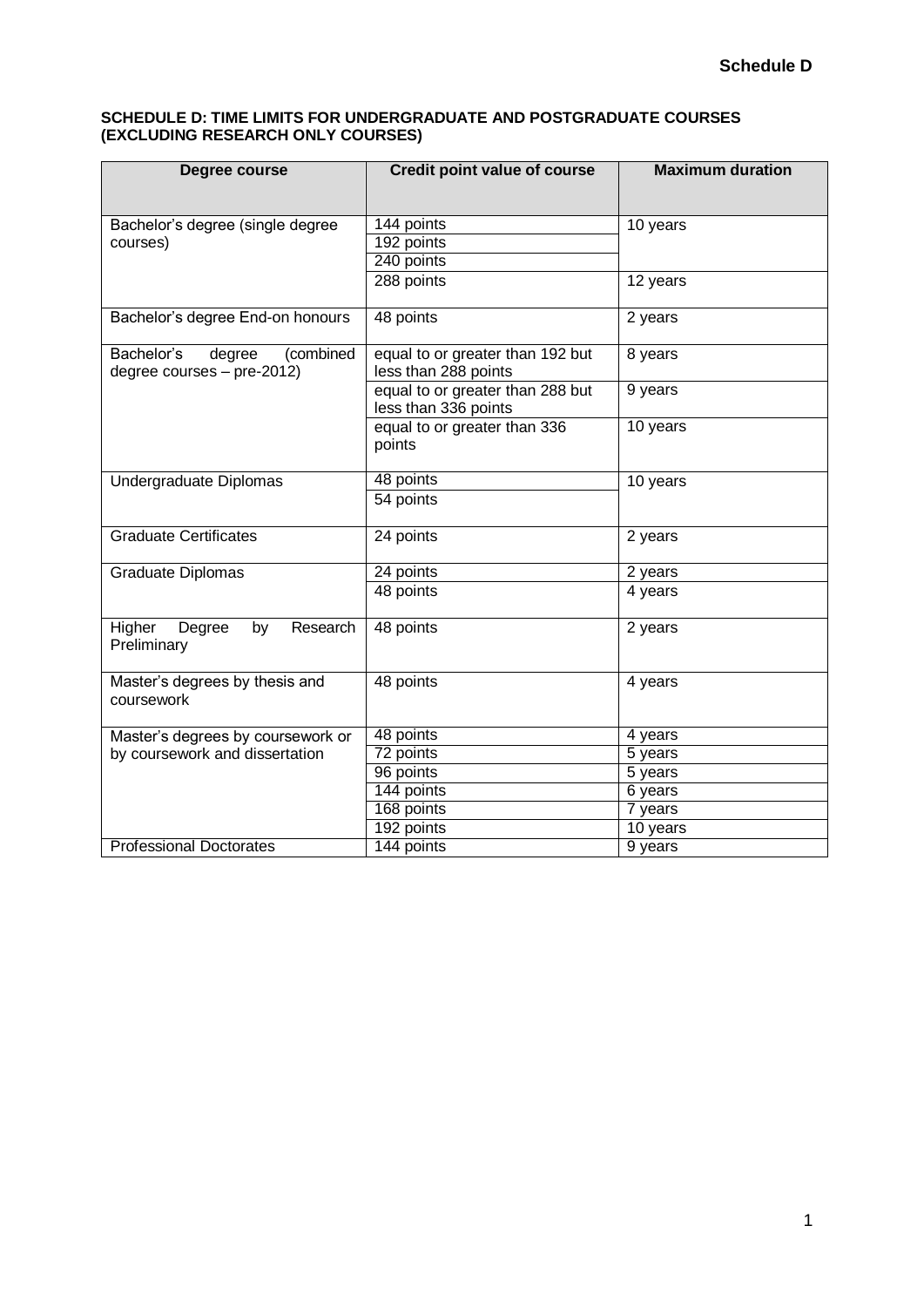**Schedule D**

## SCHEDULE D: TIME LIMITS FOR UNDERGRADUATE AND POSTGRADUATE COURSES (EXCLUDING RESEARCH ONLY COURSES)

| Degree course | Credit point value of course | Maximum duration |
|---|---|---|
| Bachelor's degree (single degree courses) | 144 points | 10 years |
| | 192 points | |
| | 240 points | |
| | 288 points | 12 years |
| Bachelor's degree End-on honours | 48 points | 2 years |
| Bachelor's degree (combined degree courses – pre-2012) | equal to or greater than 192 but less than 288 points | 8 years |
| | equal to or greater than 288 but less than 336 points | 9 years |
| | equal to or greater than 336 points | 10 years |
| Undergraduate Diplomas | 48 points | 10 years |
| | 54 points | |
| Graduate Certificates | 24 points | 2 years |
| Graduate Diplomas | 24 points | 2 years |
| | 48 points | 4 years |
| Higher Degree by Research Preliminary | 48 points | 2 years |
| Master's degrees by thesis and coursework | 48 points | 4 years |
| Master's degrees by coursework or by coursework and dissertation | 48 points | 4 years |
| | 72 points | 5 years |
| | 96 points | 5 years |
| | 144 points | 6 years |
| | 168 points | 7 years |
| | 192 points | 10 years |
| Professional Doctorates | 144 points | 9 years |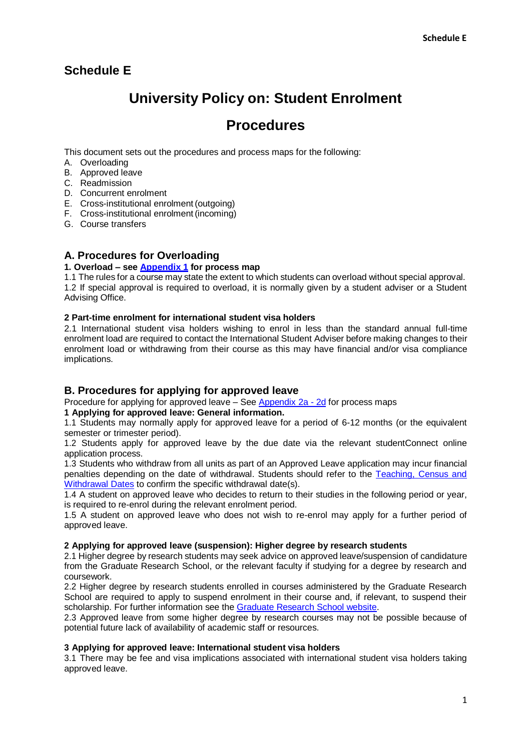# Schedule E

# University Policy on: Student Enrolment Procedures

This document sets out the procedures and process maps for the following:

A. Overloading
B. Approved leave
C. Readmission
D. Concurrent enrolment
E. Cross-institutional enrolment (outgoing)
F. Cross-institutional enrolment (incoming)
G. Course transfers

## A. Procedures for Overloading

### 1. Overload – see Appendix 1 for process map

1.1 The rules for a course may state the extent to which students can overload without special approval.

1.2 If special approval is required to overload, it is normally given by a student adviser or a Student Advising Office.

### 2 Part-time enrolment for international student visa holders

2.1 International student visa holders wishing to enrol in less than the standard annual full-time enrolment load are required to contact the International Student Adviser before making changes to their enrolment load or withdrawing from their course as this may have financial and/or visa compliance implications.

## B. Procedures for applying for approved leave

Procedure for applying for approved leave – See Appendix 2a - 2d for process maps

### 1 Applying for approved leave: General information.

1.1 Students may normally apply for approved leave for a period of 6-12 months (or the equivalent semester or trimester period).

1.2 Students apply for approved leave by the due date via the relevant studentConnect online application process.

1.3 Students who withdraw from all units as part of an Approved Leave application may incur financial penalties depending on the date of withdrawal. Students should refer to the Teaching, Census and Withdrawal Dates to confirm the specific withdrawal date(s).

1.4 A student on approved leave who decides to return to their studies in the following period or year, is required to re-enrol during the relevant enrolment period.

1.5 A student on approved leave who does not wish to re-enrol may apply for a further period of approved leave.

### 2 Applying for approved leave (suspension): Higher degree by research students

2.1 Higher degree by research students may seek advice on approved leave/suspension of candidature from the Graduate Research School, or the relevant faculty if studying for a degree by research and coursework.

2.2 Higher degree by research students enrolled in courses administered by the Graduate Research School are required to apply to suspend enrolment in their course and, if relevant, to suspend their scholarship. For further information see the Graduate Research School website.

2.3 Approved leave from some higher degree by research courses may not be possible because of potential future lack of availability of academic staff or resources.

### 3 Applying for approved leave: International student visa holders

3.1 There may be fee and visa implications associated with international student visa holders taking approved leave.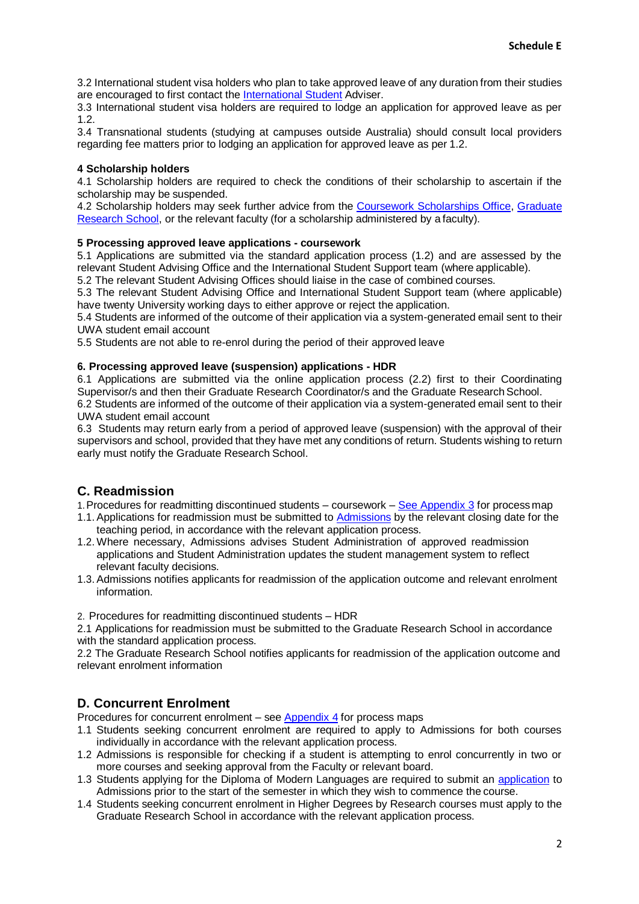3.2 International student visa holders who plan to take approved leave of any duration from their studies are encouraged to first contact the International Student Adviser.

3.3 International student visa holders are required to lodge an application for approved leave as per 1.2.

3.4 Transnational students (studying at campuses outside Australia) should consult local providers regarding fee matters prior to lodging an application for approved leave as per 1.2.

**4 Scholarship holders**

4.1 Scholarship holders are required to check the conditions of their scholarship to ascertain if the scholarship may be suspended.

4.2 Scholarship holders may seek further advice from the Coursework Scholarships Office, Graduate Research School, or the relevant faculty (for a scholarship administered by a faculty).

**5 Processing approved leave applications - coursework**

5.1 Applications are submitted via the standard application process (1.2) and are assessed by the relevant Student Advising Office and the International Student Support team (where applicable).

5.2 The relevant Student Advising Offices should liaise in the case of combined courses.

5.3 The relevant Student Advising Office and International Student Support team (where applicable) have twenty University working days to either approve or reject the application.

5.4 Students are informed of the outcome of their application via a system-generated email sent to their UWA student email account

5.5 Students are not able to re-enrol during the period of their approved leave

**6. Processing approved leave (suspension) applications - HDR**

6.1 Applications are submitted via the online application process (2.2) first to their Coordinating Supervisor/s and then their Graduate Research Coordinator/s and the Graduate Research School.

6.2 Students are informed of the outcome of their application via a system-generated email sent to their UWA student email account

6.3 Students may return early from a period of approved leave (suspension) with the approval of their supervisors and school, provided that they have met any conditions of return. Students wishing to return early must notify the Graduate Research School.

## C. Readmission

1. Procedures for readmitting discontinued students – coursework – See Appendix 3 for process map

1.1. Applications for readmission must be submitted to Admissions by the relevant closing date for the teaching period, in accordance with the relevant application process.

1.2. Where necessary, Admissions advises Student Administration of approved readmission applications and Student Administration updates the student management system to reflect relevant faculty decisions.

1.3. Admissions notifies applicants for readmission of the application outcome and relevant enrolment information.

2. Procedures for readmitting discontinued students – HDR

2.1 Applications for readmission must be submitted to the Graduate Research School in accordance with the standard application process.

2.2 The Graduate Research School notifies applicants for readmission of the application outcome and relevant enrolment information

## D. Concurrent Enrolment

Procedures for concurrent enrolment – see Appendix 4 for process maps

1.1 Students seeking concurrent enrolment are required to apply to Admissions for both courses individually in accordance with the relevant application process.

1.2 Admissions is responsible for checking if a student is attempting to enrol concurrently in two or more courses and seeking approval from the Faculty or relevant board.

1.3 Students applying for the Diploma of Modern Languages are required to submit an application to Admissions prior to the start of the semester in which they wish to commence the course.

1.4 Students seeking concurrent enrolment in Higher Degrees by Research courses must apply to the Graduate Research School in accordance with the relevant application process.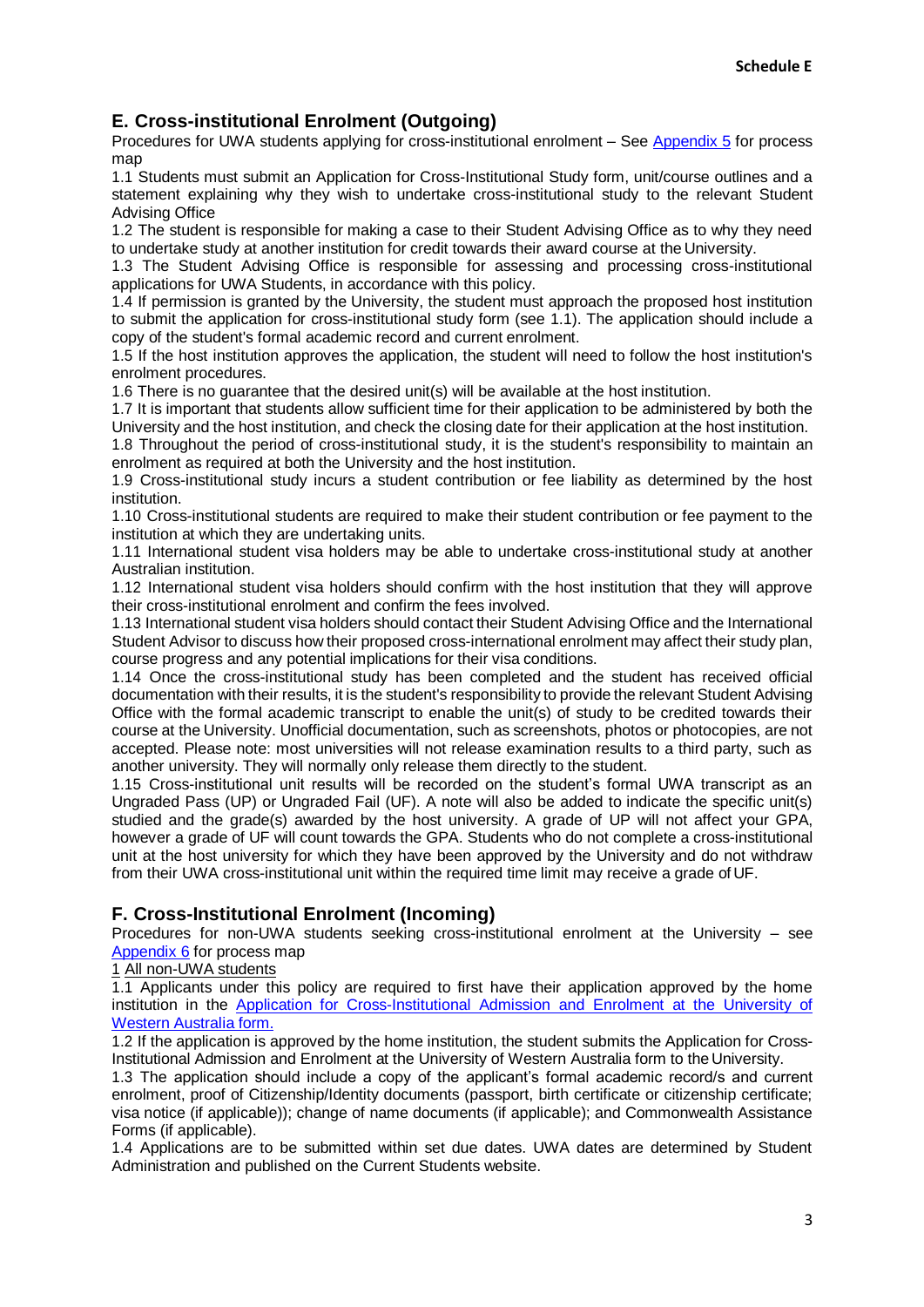## E. Cross-institutional Enrolment (Outgoing)

Procedures for UWA students applying for cross-institutional enrolment – See Appendix 5 for process map

1.1 Students must submit an Application for Cross-Institutional Study form, unit/course outlines and a statement explaining why they wish to undertake cross-institutional study to the relevant Student Advising Office

1.2 The student is responsible for making a case to their Student Advising Office as to why they need to undertake study at another institution for credit towards their award course at the University.

1.3 The Student Advising Office is responsible for assessing and processing cross-institutional applications for UWA Students, in accordance with this policy.

1.4 If permission is granted by the University, the student must approach the proposed host institution to submit the application for cross-institutional study form (see 1.1). The application should include a copy of the student's formal academic record and current enrolment.

1.5 If the host institution approves the application, the student will need to follow the host institution's enrolment procedures.

1.6 There is no guarantee that the desired unit(s) will be available at the host institution.

1.7 It is important that students allow sufficient time for their application to be administered by both the University and the host institution, and check the closing date for their application at the host institution.

1.8 Throughout the period of cross-institutional study, it is the student's responsibility to maintain an enrolment as required at both the University and the host institution.

1.9 Cross-institutional study incurs a student contribution or fee liability as determined by the host institution.

1.10 Cross-institutional students are required to make their student contribution or fee payment to the institution at which they are undertaking units.

1.11 International student visa holders may be able to undertake cross-institutional study at another Australian institution.

1.12 International student visa holders should confirm with the host institution that they will approve their cross-institutional enrolment and confirm the fees involved.

1.13 International student visa holders should contact their Student Advising Office and the International Student Advisor to discuss how their proposed cross-international enrolment may affect their study plan, course progress and any potential implications for their visa conditions.

1.14 Once the cross-institutional study has been completed and the student has received official documentation with their results, it is the student's responsibility to provide the relevant Student Advising Office with the formal academic transcript to enable the unit(s) of study to be credited towards their course at the University. Unofficial documentation, such as screenshots, photos or photocopies, are not accepted. Please note: most universities will not release examination results to a third party, such as another university. They will normally only release them directly to the student.

1.15 Cross-institutional unit results will be recorded on the student's formal UWA transcript as an Ungraded Pass (UP) or Ungraded Fail (UF). A note will also be added to indicate the specific unit(s) studied and the grade(s) awarded by the host university. A grade of UP will not affect your GPA, however a grade of UF will count towards the GPA. Students who do not complete a cross-institutional unit at the host university for which they have been approved by the University and do not withdraw from their UWA cross-institutional unit within the required time limit may receive a grade of UF.

## F. Cross-Institutional Enrolment (Incoming)

Procedures for non-UWA students seeking cross-institutional enrolment at the University – see Appendix 6 for process map

1 All non-UWA students

1.1 Applicants under this policy are required to first have their application approved by the home institution in the Application for Cross-Institutional Admission and Enrolment at the University of Western Australia form.

1.2 If the application is approved by the home institution, the student submits the Application for Cross-Institutional Admission and Enrolment at the University of Western Australia form to the University.

1.3 The application should include a copy of the applicant's formal academic record/s and current enrolment, proof of Citizenship/Identity documents (passport, birth certificate or citizenship certificate; visa notice (if applicable)); change of name documents (if applicable); and Commonwealth Assistance Forms (if applicable).

1.4 Applications are to be submitted within set due dates. UWA dates are determined by Student Administration and published on the Current Students website.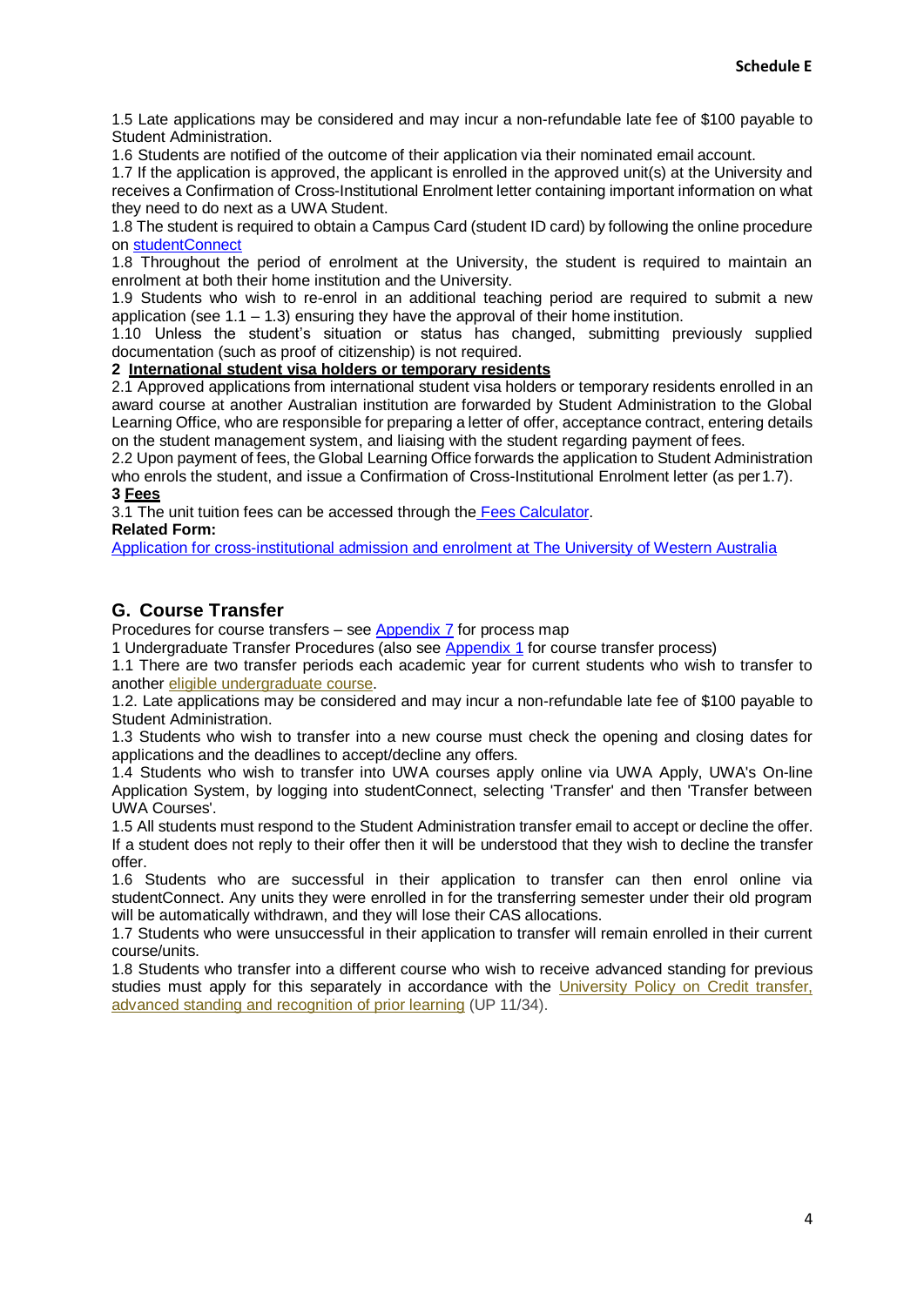1.5 Late applications may be considered and may incur a non-refundable late fee of $100 payable to Student Administration.

1.6 Students are notified of the outcome of their application via their nominated email account.

1.7 If the application is approved, the applicant is enrolled in the approved unit(s) at the University and receives a Confirmation of Cross-Institutional Enrolment letter containing important information on what they need to do next as a UWA Student.

1.8 The student is required to obtain a Campus Card (student ID card) by following the online procedure on studentConnect

1.8 Throughout the period of enrolment at the University, the student is required to maintain an enrolment at both their home institution and the University.

1.9 Students who wish to re-enrol in an additional teaching period are required to submit a new application (see 1.1 – 1.3) ensuring they have the approval of their home institution.

1.10 Unless the student's situation or status has changed, submitting previously supplied documentation (such as proof of citizenship) is not required.

**2 International student visa holders or temporary residents**

2.1 Approved applications from international student visa holders or temporary residents enrolled in an award course at another Australian institution are forwarded by Student Administration to the Global Learning Office, who are responsible for preparing a letter of offer, acceptance contract, entering details on the student management system, and liaising with the student regarding payment of fees.

2.2 Upon payment of fees, the Global Learning Office forwards the application to Student Administration who enrols the student, and issue a Confirmation of Cross-Institutional Enrolment letter (as per 1.7).

**3 Fees**

3.1 The unit tuition fees can be accessed through the Fees Calculator.

**Related Form:**

Application for cross-institutional admission and enrolment at The University of Western Australia

## G. Course Transfer

Procedures for course transfers – see Appendix 7 for process map

1 Undergraduate Transfer Procedures (also see Appendix 1 for course transfer process)

1.1 There are two transfer periods each academic year for current students who wish to transfer to another eligible undergraduate course.

1.2. Late applications may be considered and may incur a non-refundable late fee of $100 payable to Student Administration.

1.3 Students who wish to transfer into a new course must check the opening and closing dates for applications and the deadlines to accept/decline any offers.

1.4 Students who wish to transfer into UWA courses apply online via UWA Apply, UWA's On-line Application System, by logging into studentConnect, selecting 'Transfer' and then 'Transfer between UWA Courses'.

1.5 All students must respond to the Student Administration transfer email to accept or decline the offer. If a student does not reply to their offer then it will be understood that they wish to decline the transfer offer.

1.6 Students who are successful in their application to transfer can then enrol online via studentConnect. Any units they were enrolled in for the transferring semester under their old program will be automatically withdrawn, and they will lose their CAS allocations.

1.7 Students who were unsuccessful in their application to transfer will remain enrolled in their current course/units.

1.8 Students who transfer into a different course who wish to receive advanced standing for previous studies must apply for this separately in accordance with the University Policy on Credit transfer, advanced standing and recognition of prior learning (UP 11/34).